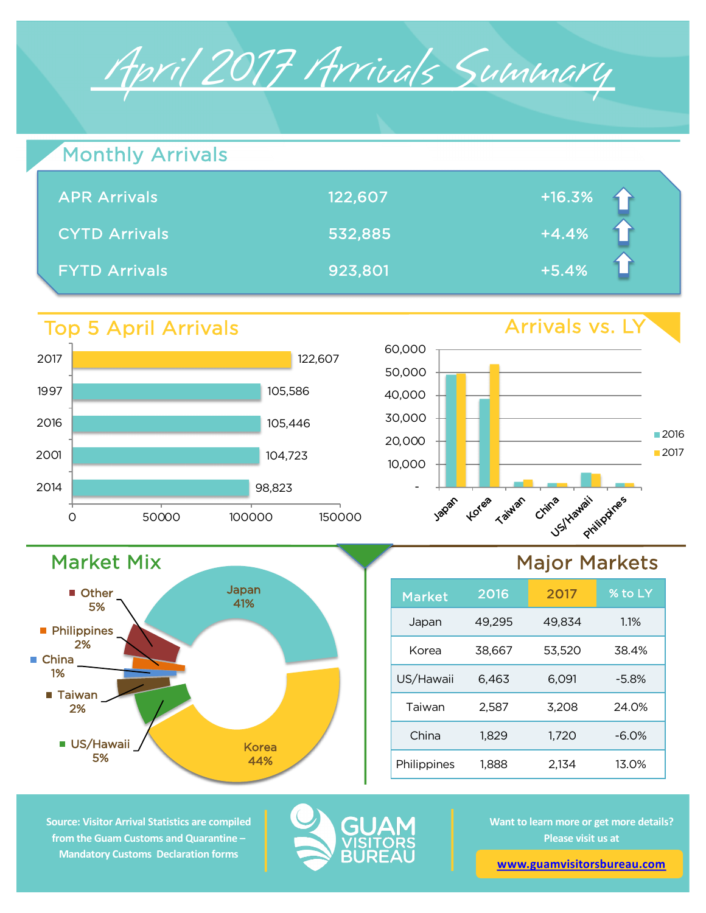# April 2017 Arrivals Summary

## Monthly Arrivals

| | | |
|---|---|---|
| APR Arrivals | 122,607 | +16.3% |
| CYTD Arrivals | 532,885 | +4.4% |
| FYTD Arrivals | 923,801 | +5.4% |

## Top 5 April Arrivals

| Year | Arrivals |
|---|---|
| 2017 | 122,607 |
| 1997 | 105,586 |
| 2016 | 105,446 |
| 2001 | 104,723 |
| 2014 | 98,823 |

## Arrivals vs. LY

## Market Mix

| Market | Share |
|---|---|
| Japan | 41% |
| Korea | 44% |
| US/Hawaii | 5% |
| Taiwan | 2% |
| China | 1% |
| Philippines | 2% |
| Other | 5% |

## Major Markets

| Market | 2016 | 2017 | % to LY |
|---|---|---|---|
| Japan | 49,295 | 49,834 | 1.1% |
| Korea | 38,667 | 53,520 | 38.4% |
| US/Hawaii | 6,463 | 6,091 | -5.8% |
| Taiwan | 2,587 | 3,208 | 24.0% |
| China | 1,829 | 1,720 | -6.0% |
| Philippines | 1,888 | 2,134 | 13.0% |

Source: Visitor Arrival Statistics are compiled from the Guam Customs and Quarantine – Mandatory Customs Declaration forms

GUAM VISITORS BUREAU

Want to learn more or get more details? Please visit us at

www.guamvisitorsbureau.com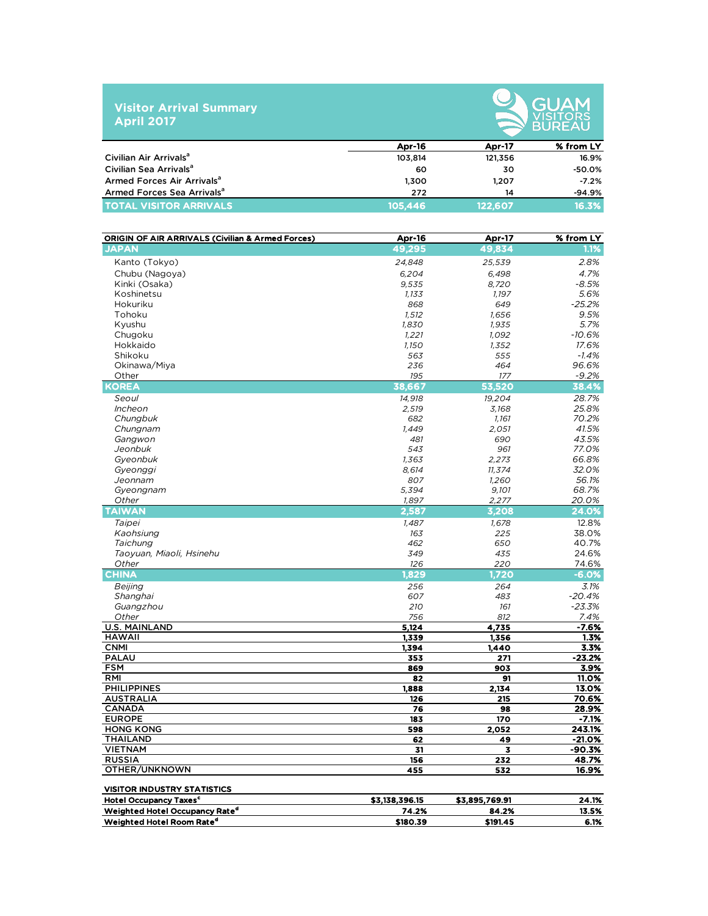# Visitor Arrival Summary
## April 2017

GUAM VISITORS BUREAU

| | Apr-16 | Apr-17 | % from LY |
|---|---|---|---|
| Civilian Air Arrivals[a] | 103,814 | 121,356 | 16.9% |
| Civilian Sea Arrivals[a] | 60 | 30 | -50.0% |
| Armed Forces Air Arrivals[a] | 1,300 | 1,207 | -7.2% |
| Armed Forces Sea Arrivals[a] | 272 | 14 | -94.9% |
| **TOTAL VISITOR ARRIVALS** | **105,446** | **122,607** | **16.3%** |

| ORIGIN OF AIR ARRIVALS (Civilian & Armed Forces) | Apr-16 | Apr-17 | % from LY |
|---|---|---|---|
| **JAPAN** | **49,295** | **49,834** | **1.1%** |
| Kanto (Tokyo) | 24,848 | 25,539 | 2.8% |
| Chubu (Nagoya) | 6,204 | 6,498 | 4.7% |
| Kinki (Osaka) | 9,535 | 8,720 | -8.5% |
| Koshinetsu | 1,133 | 1,197 | 5.6% |
| Hokuriku | 868 | 649 | -25.2% |
| Tohoku | 1,512 | 1,656 | 9.5% |
| Kyushu | 1,830 | 1,935 | 5.7% |
| Chugoku | 1,221 | 1,092 | -10.6% |
| Hokkaido | 1,150 | 1,352 | 17.6% |
| Shikoku | 563 | 555 | -1.4% |
| Okinawa/Miya | 236 | 464 | 96.6% |
| Other | 195 | 177 | -9.2% |
| **KOREA** | **38,667** | **53,520** | **38.4%** |
| *Seoul* | 14,918 | 19,204 | 28.7% |
| *Incheon* | 2,519 | 3,168 | 25.8% |
| *Chungbuk* | 682 | 1,161 | 70.2% |
| *Chungnam* | 1,449 | 2,051 | 41.5% |
| *Gangwon* | 481 | 690 | 43.5% |
| *Jeonbuk* | 543 | 961 | 77.0% |
| *Gyeonbuk* | 1,363 | 2,273 | 66.8% |
| *Gyeonggi* | 8,614 | 11,374 | 32.0% |
| *Jeonnam* | 807 | 1,260 | 56.1% |
| *Gyeongnam* | 5,394 | 9,101 | 68.7% |
| *Other* | 1,897 | 2,277 | 20.0% |
| **TAIWAN** | **2,587** | **3,208** | **24.0%** |
| *Taipei* | 1,487 | 1,678 | 12.8% |
| *Kaohsiung* | 163 | 225 | 38.0% |
| *Taichung* | 462 | 650 | 40.7% |
| *Taoyuan, Miaoli, Hsinehu* | 349 | 435 | 24.6% |
| *Other* | 126 | 220 | 74.6% |
| **CHINA** | **1,829** | **1,720** | **-6.0%** |
| *Beijing* | 256 | 264 | 3.1% |
| *Shanghai* | 607 | 483 | -20.4% |
| *Guangzhou* | 210 | 161 | -23.3% |
| *Other* | 756 | 812 | 7.4% |
| **U.S. MAINLAND** | **5,124** | **4,735** | **-7.6%** |
| **HAWAII** | **1,339** | **1,356** | **1.3%** |
| **CNMI** | **1,394** | **1,440** | **3.3%** |
| **PALAU** | **353** | **271** | **-23.2%** |
| **FSM** | **869** | **903** | **3.9%** |
| **RMI** | **82** | **91** | **11.0%** |
| **PHILIPPINES** | **1,888** | **2,134** | **13.0%** |
| **AUSTRALIA** | **126** | **215** | **70.6%** |
| **CANADA** | **76** | **98** | **28.9%** |
| **EUROPE** | **183** | **170** | **-7.1%** |
| **HONG KONG** | **598** | **2,052** | **243.1%** |
| **THAILAND** | **62** | **49** | **-21.0%** |
| **VIETNAM** | **31** | **3** | **-90.3%** |
| **RUSSIA** | **156** | **232** | **48.7%** |
| **OTHER/UNKNOWN** | **455** | **532** | **16.9%** |

| VISITOR INDUSTRY STATISTICS | | | |
|---|---|---|---|
| Hotel Occupancy Taxes[c] | $3,138,396.15 | $3,895,769.91 | 24.1% |
| Weighted Hotel Occupancy Rate[d] | 74.2% | 84.2% | 13.5% |
| Weighted Hotel Room Rate[d] | $180.39 | $191.45 | 6.1% |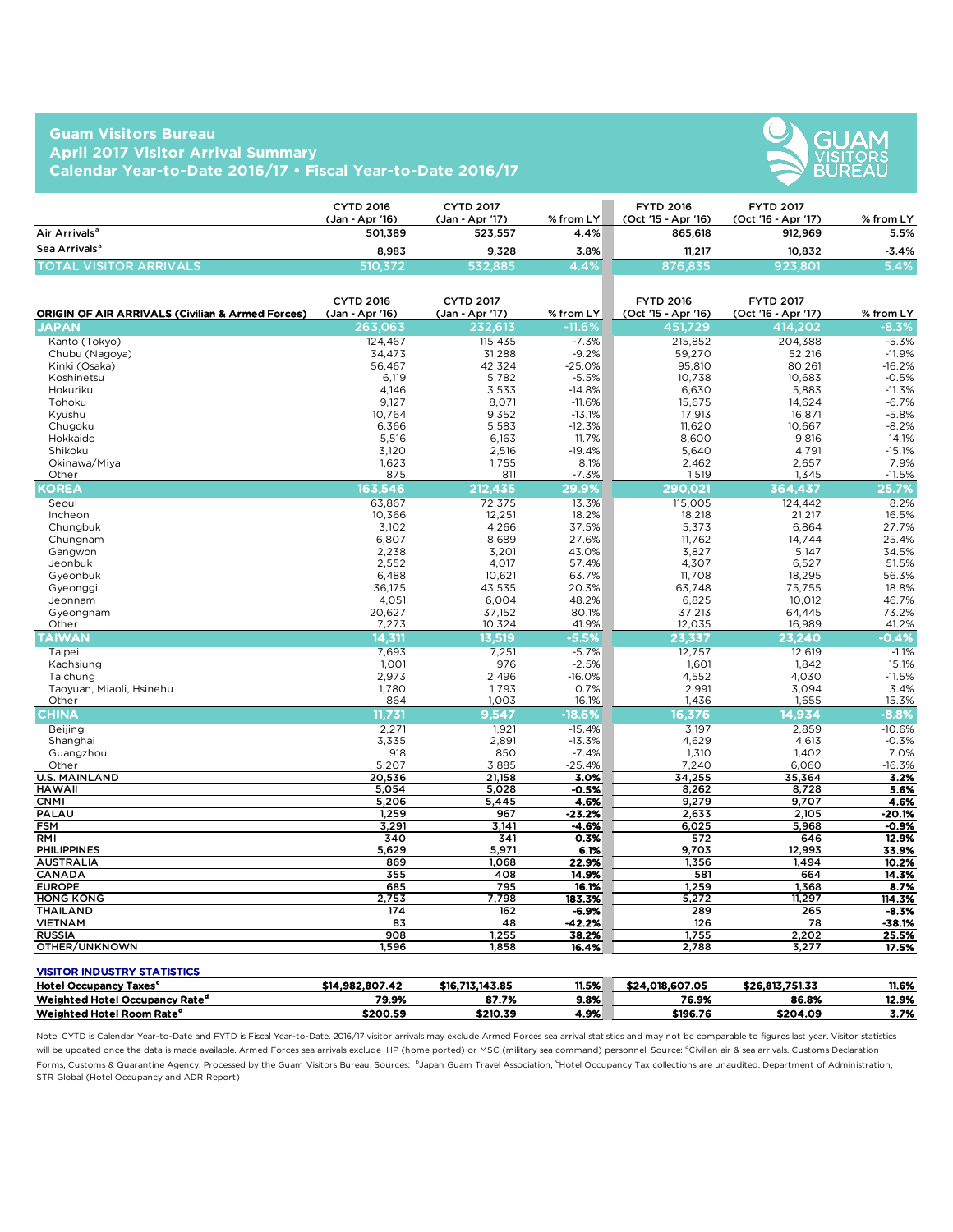## Guam Visitors Bureau
## April 2017 Visitor Arrival Summary
## Calendar Year-to-Date 2016/17 • Fiscal Year-to-Date 2016/17

| | CYTD 2016 (Jan - Apr '16) | CYTD 2017 (Jan - Apr '17) | % from LY | FYTD 2016 (Oct '15 - Apr '16) | FYTD 2017 (Oct '16 - Apr '17) | % from LY |
|---|---|---|---|---|---|---|
| Air Arrivals[a] | 501,389 | 523,557 | 4.4% | 865,618 | 912,969 | 5.5% |
| Sea Arrivals[a] | 8,983 | 9,328 | 3.8% | 11,217 | 10,832 | -3.4% |
| **TOTAL VISITOR ARRIVALS** | **510,372** | **532,885** | **4.4%** | **876,835** | **923,801** | **5.4%** |

| ORIGIN OF AIR ARRIVALS (Civilian & Armed Forces) | CYTD 2016 (Jan - Apr '16) | CYTD 2017 (Jan - Apr '17) | % from LY | FYTD 2016 (Oct '15 - Apr '16) | FYTD 2017 (Oct '16 - Apr '17) | % from LY |
|---|---|---|---|---|---|---|
| **JAPAN** | **263,063** | **232,613** | **-11.6%** | **451,729** | **414,202** | **-8.3%** |
| Kanto (Tokyo) | 124,467 | 115,435 | -7.3% | 215,852 | 204,388 | -5.3% |
| Chubu (Nagoya) | 34,473 | 31,288 | -9.2% | 59,270 | 52,216 | -11.9% |
| Kinki (Osaka) | 56,467 | 42,324 | -25.0% | 95,810 | 80,261 | -16.2% |
| Koshinetsu | 6,119 | 5,782 | -5.5% | 10,738 | 10,683 | -0.5% |
| Hokuriku | 4,146 | 3,533 | -14.8% | 6,630 | 5,883 | -11.3% |
| Tohoku | 9,127 | 8,071 | -11.6% | 15,675 | 14,624 | -6.7% |
| Kyushu | 10,764 | 9,352 | -13.1% | 17,913 | 16,871 | -5.8% |
| Chugoku | 6,366 | 5,583 | -12.3% | 11,620 | 10,667 | -8.2% |
| Hokkaido | 5,516 | 6,163 | 11.7% | 8,600 | 9,816 | 14.1% |
| Shikoku | 3,120 | 2,516 | -19.4% | 5,640 | 4,791 | -15.1% |
| Okinawa/Miya | 1,623 | 1,755 | 8.1% | 2,462 | 2,657 | 7.9% |
| Other | 875 | 811 | -7.3% | 1,519 | 1,345 | -11.5% |
| **KOREA** | **163,546** | **212,435** | **29.9%** | **290,021** | **364,437** | **25.7%** |
| Seoul | 63,867 | 72,375 | 13.3% | 115,005 | 124,442 | 8.2% |
| Incheon | 10,366 | 12,251 | 18.2% | 18,218 | 21,217 | 16.5% |
| Chungbuk | 3,102 | 4,266 | 37.5% | 5,373 | 6,864 | 27.7% |
| Chungnam | 6,807 | 8,689 | 27.6% | 11,762 | 14,744 | 25.4% |
| Gangwon | 2,238 | 3,201 | 43.0% | 3,827 | 5,147 | 34.5% |
| Jeonbuk | 2,552 | 4,017 | 57.4% | 4,307 | 6,527 | 51.5% |
| Gyeonbuk | 6,488 | 10,621 | 63.7% | 11,708 | 18,295 | 56.3% |
| Gyeonggi | 36,175 | 43,535 | 20.3% | 63,748 | 75,755 | 18.8% |
| Jeonnam | 4,051 | 6,004 | 48.2% | 6,825 | 10,012 | 46.7% |
| Gyeongnam | 20,627 | 37,152 | 80.1% | 37,213 | 64,445 | 73.2% |
| Other | 7,273 | 10,324 | 41.9% | 12,035 | 16,989 | 41.2% |
| **TAIWAN** | **14,311** | **13,519** | **-5.5%** | **23,337** | **23,240** | **-0.4%** |
| Taipei | 7,693 | 7,251 | -5.7% | 12,757 | 12,619 | -1.1% |
| Kaohsiung | 1,001 | 976 | -2.5% | 1,601 | 1,842 | 15.1% |
| Taichung | 2,973 | 2,496 | -16.0% | 4,552 | 4,030 | -11.5% |
| Taoyuan, Miaoli, Hsinehu | 1,780 | 1,793 | 0.7% | 2,991 | 3,094 | 3.4% |
| Other | 864 | 1,003 | 16.1% | 1,436 | 1,655 | 15.3% |
| **CHINA** | **11,731** | **9,547** | **-18.6%** | **16,376** | **14,934** | **-8.8%** |
| Beijing | 2,271 | 1,921 | -15.4% | 3,197 | 2,859 | -10.6% |
| Shanghai | 3,335 | 2,891 | -13.3% | 4,629 | 4,613 | -0.3% |
| Guangzhou | 918 | 850 | -7.4% | 1,310 | 1,402 | 7.0% |
| Other | 5,207 | 3,885 | -25.4% | 7,240 | 6,060 | -16.3% |
| **U.S. MAINLAND** | 20,536 | 21,158 | **3.0%** | 34,255 | 35,364 | **3.2%** |
| **HAWAII** | 5,054 | 5,028 | **-0.5%** | 8,262 | 8,728 | **5.6%** |
| **CNMI** | 5,206 | 5,445 | **4.6%** | 9,279 | 9,707 | **4.6%** |
| **PALAU** | 1,259 | 967 | **-23.2%** | 2,633 | 2,105 | **-20.1%** |
| **FSM** | 3,291 | 3,141 | **-4.6%** | 6,025 | 5,968 | **-0.9%** |
| **RMI** | 340 | 341 | **0.3%** | 572 | 646 | **12.9%** |
| **PHILIPPINES** | 5,629 | 5,971 | **6.1%** | 9,703 | 12,993 | **33.9%** |
| **AUSTRALIA** | 869 | 1,068 | **22.9%** | 1,356 | 1,494 | **10.2%** |
| **CANADA** | 355 | 408 | **14.9%** | 581 | 664 | **14.3%** |
| **EUROPE** | 685 | 795 | **16.1%** | 1,259 | 1,368 | **8.7%** |
| **HONG KONG** | 2,753 | 7,798 | **183.3%** | 5,272 | 11,297 | **114.3%** |
| **THAILAND** | 174 | 162 | **-6.9%** | 289 | 265 | **-8.3%** |
| **VIETNAM** | 83 | 48 | **-42.2%** | 126 | 78 | **-38.1%** |
| **RUSSIA** | 908 | 1,255 | **38.2%** | 1,755 | 2,202 | **25.5%** |
| **OTHER/UNKNOWN** | 1,596 | 1,858 | **16.4%** | 2,788 | 3,277 | **17.5%** |

### VISITOR INDUSTRY STATISTICS

| | CYTD 2016 | CYTD 2017 | % from LY | FYTD 2016 | FYTD 2017 | % from LY |
|---|---|---|---|---|---|---|
| **Hotel Occupancy Taxes[c]** | **$14,982,807.42** | **$16,713,143.85** | **11.5%** | **$24,018,607.05** | **$26,813,751.33** | **11.6%** |
| **Weighted Hotel Occupancy Rate[d]** | **79.9%** | **87.7%** | **9.8%** | **76.9%** | **86.8%** | **12.9%** |
| **Weighted Hotel Room Rate[d]** | **$200.59** | **$210.39** | **4.9%** | **$196.76** | **$204.09** | **3.7%** |

Note: CYTD is Calendar Year-to-Date and FYTD is Fiscal Year-to-Date. 2016/17 visitor arrivals may exclude Armed Forces sea arrival statistics and may not be comparable to figures last year. Visitor statistics will be updated once the data is made available. Armed Forces sea arrivals exclude HP (home ported) or MSC (military sea command) personnel. Source: [a]Civilian air & sea arrivals. Customs Declaration Forms, Customs & Quarantine Agency. Processed by the Guam Visitors Bureau. Sources: [b]Japan Guam Travel Association, [c]Hotel Occupancy Tax collections are unaudited. Department of Administration, STR Global (Hotel Occupancy and ADR Report)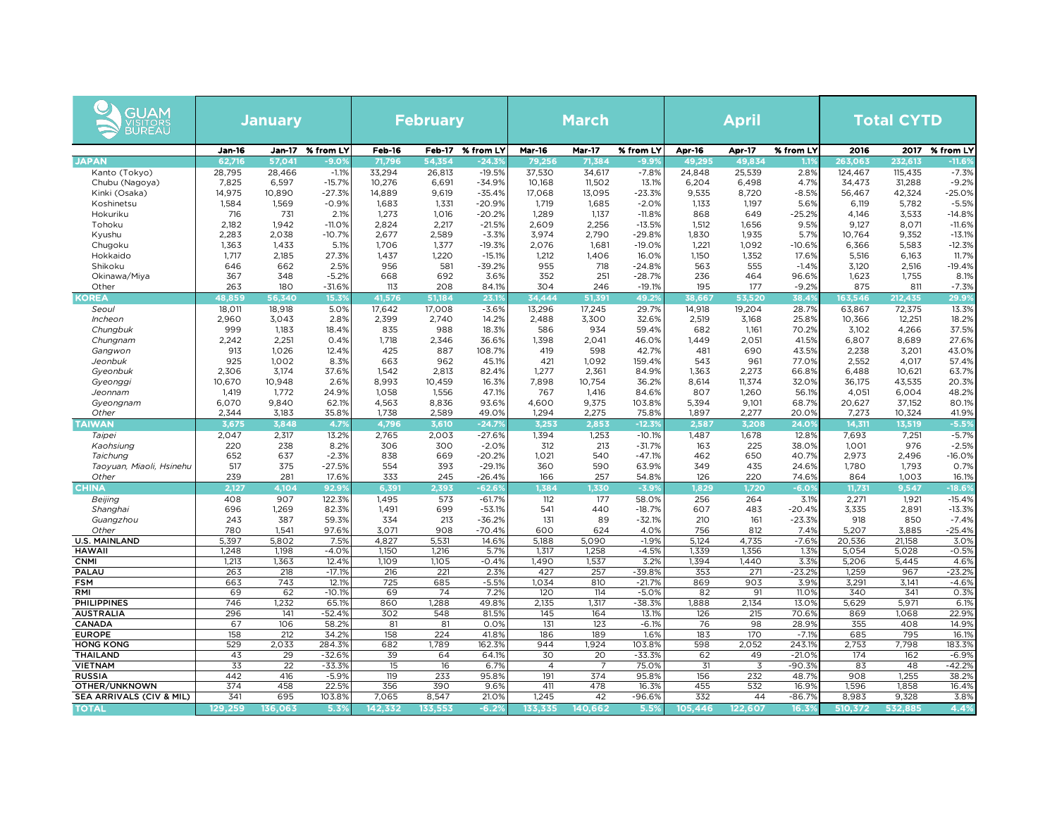| GUAM VISITORS BUREAU | January | | | February | | | March | | | April | | | Total CYTD | | |
|---|---|---|---|---|---|---|---|---|---|---|---|---|---|---|---|
| | Jan-16 | Jan-17 | % from LY | Feb-16 | Feb-17 | % from LY | Mar-16 | Mar-17 | % from LY | Apr-16 | Apr-17 | % from LY | 2016 | 2017 | % from LY |
| **JAPAN** | **62,716** | **57,041** | **-9.0%** | **71,796** | **54,354** | **-24.3%** | **79,256** | **71,384** | **-9.9%** | **49,295** | **49,834** | **1.1%** | **263,063** | **232,613** | **-11.6%** |
| Kanto (Tokyo) | 28,795 | 28,466 | -1.1% | 33,294 | 26,813 | -19.5% | 37,530 | 34,617 | -7.8% | 24,848 | 25,539 | 2.8% | 124,467 | 115,435 | -7.3% |
| Chubu (Nagoya) | 7,825 | 6,597 | -15.7% | 10,276 | 6,691 | -34.9% | 10,168 | 11,502 | 13.1% | 6,204 | 6,498 | 4.7% | 34,473 | 31,288 | -9.2% |
| Kinki (Osaka) | 14,975 | 10,890 | -27.3% | 14,889 | 9,619 | -35.4% | 17,068 | 13,095 | -23.3% | 9,535 | 8,720 | -8.5% | 56,467 | 42,324 | -25.0% |
| Koshinetsu | 1,584 | 1,569 | -0.9% | 1,683 | 1,331 | -20.9% | 1,719 | 1,685 | -2.0% | 1,133 | 1,197 | 5.6% | 6,119 | 5,782 | -5.5% |
| Hokuriku | 716 | 731 | 2.1% | 1,273 | 1,016 | -20.2% | 1,289 | 1,137 | -11.8% | 868 | 649 | -25.2% | 4,146 | 3,533 | -14.8% |
| Tohoku | 2,182 | 1,942 | -11.0% | 2,824 | 2,217 | -21.5% | 2,609 | 2,256 | -13.5% | 1,512 | 1,656 | 9.5% | 9,127 | 8,071 | -11.6% |
| Kyushu | 2,283 | 2,038 | -10.7% | 2,677 | 2,589 | -3.3% | 3,974 | 2,790 | -29.8% | 1,830 | 1,935 | 5.7% | 10,764 | 9,352 | -13.1% |
| Chugoku | 1,363 | 1,433 | 5.1% | 1,706 | 1,377 | -19.3% | 2,076 | 1,681 | -19.0% | 1,221 | 1,092 | -10.6% | 6,366 | 5,583 | -12.3% |
| Hokkaido | 1,717 | 2,185 | 27.3% | 1,437 | 1,220 | -15.1% | 1,212 | 1,406 | 16.0% | 1,150 | 1,352 | 17.6% | 5,516 | 6,163 | 11.7% |
| Shikoku | 646 | 662 | 2.5% | 956 | 581 | -39.2% | 955 | 718 | -24.8% | 563 | 555 | -1.4% | 3,120 | 2,516 | -19.4% |
| Okinawa/Miya | 367 | 348 | -5.2% | 668 | 692 | 3.6% | 352 | 251 | -28.7% | 236 | 464 | 96.6% | 1,623 | 1,755 | 8.1% |
| Other | 263 | 180 | -31.6% | 113 | 208 | 84.1% | 304 | 246 | -19.1% | 195 | 177 | -9.2% | 875 | 811 | -7.3% |
| **KOREA** | **48,859** | **56,340** | **15.3%** | **41,576** | **51,184** | **23.1%** | **34,444** | **51,391** | **49.2%** | **38,667** | **53,520** | **38.4%** | **163,546** | **212,435** | **29.9%** |
| *Seoul* | 18,011 | 18,918 | 5.0% | 17,642 | 17,008 | -3.6% | 13,296 | 17,245 | 29.7% | 14,918 | 19,204 | 28.7% | 63,867 | 72,375 | 13.3% |
| *Incheon* | 2,960 | 3,043 | 2.8% | 2,399 | 2,740 | 14.2% | 2,488 | 3,300 | 32.6% | 2,519 | 3,168 | 25.8% | 10,366 | 12,251 | 18.2% |
| *Chungbuk* | 999 | 1,183 | 18.4% | 835 | 988 | 18.3% | 586 | 934 | 59.4% | 682 | 1,161 | 70.2% | 3,102 | 4,266 | 37.5% |
| *Chungnam* | 2,242 | 2,251 | 0.4% | 1,718 | 2,346 | 36.6% | 1,398 | 2,041 | 46.0% | 1,449 | 2,051 | 41.5% | 6,807 | 8,689 | 27.6% |
| *Gangwon* | 913 | 1,026 | 12.4% | 425 | 887 | 108.7% | 419 | 598 | 42.7% | 481 | 690 | 43.5% | 2,238 | 3,201 | 43.0% |
| *Jeonbuk* | 925 | 1,002 | 8.3% | 663 | 962 | 45.1% | 421 | 1,092 | 159.4% | 543 | 961 | 77.0% | 2,552 | 4,017 | 57.4% |
| *Gyeonbuk* | 2,306 | 3,174 | 37.6% | 1,542 | 2,813 | 82.4% | 1,277 | 2,361 | 84.9% | 1,363 | 2,273 | 66.8% | 6,488 | 10,621 | 63.7% |
| *Gyeonggi* | 10,670 | 10,948 | 2.6% | 8,993 | 10,459 | 16.3% | 7,898 | 10,754 | 36.2% | 8,614 | 11,374 | 32.0% | 36,175 | 43,535 | 20.3% |
| *Jeonnam* | 1,419 | 1,772 | 24.9% | 1,058 | 1,556 | 47.1% | 767 | 1,416 | 84.6% | 807 | 1,260 | 56.1% | 4,051 | 6,004 | 48.2% |
| *Gyeongnam* | 6,070 | 9,840 | 62.1% | 4,563 | 8,836 | 93.6% | 4,600 | 9,375 | 103.8% | 5,394 | 9,101 | 68.7% | 20,627 | 37,152 | 80.1% |
| *Other* | 2,344 | 3,183 | 35.8% | 1,738 | 2,589 | 49.0% | 1,294 | 2,275 | 75.8% | 1,897 | 2,277 | 20.0% | 7,273 | 10,324 | 41.9% |
| **TAIWAN** | **3,675** | **3,848** | **4.7%** | **4,796** | **3,610** | **-24.7%** | **3,253** | **2,853** | **-12.3%** | **2,587** | **3,208** | **24.0%** | **14,311** | **13,519** | **-5.5%** |
| *Taipei* | 2,047 | 2,317 | 13.2% | 2,765 | 2,003 | -27.6% | 1,394 | 1,253 | -10.1% | 1,487 | 1,678 | 12.8% | 7,693 | 7,251 | -5.7% |
| *Kaohsiung* | 220 | 238 | 8.2% | 306 | 300 | -2.0% | 312 | 213 | -31.7% | 163 | 225 | 38.0% | 1,001 | 976 | -2.5% |
| *Taichung* | 652 | 637 | -2.3% | 838 | 669 | -20.2% | 1,021 | 540 | -47.1% | 462 | 650 | 40.7% | 2,973 | 2,496 | -16.0% |
| *Taoyuan, Miaoli, Hsinehu* | 517 | 375 | -27.5% | 554 | 393 | -29.1% | 360 | 590 | 63.9% | 349 | 435 | 24.6% | 1,780 | 1,793 | 0.7% |
| *Other* | 239 | 281 | 17.6% | 333 | 245 | -26.4% | 166 | 257 | 54.8% | 126 | 220 | 74.6% | 864 | 1,003 | 16.1% |
| **CHINA** | **2,127** | **4,104** | **92.9%** | **6,391** | **2,393** | **-62.6%** | **1,384** | **1,330** | **-3.9%** | **1,829** | **1,720** | **-6.0%** | **11,731** | **9,547** | **-18.6%** |
| *Beijing* | 408 | 907 | 122.3% | 1,495 | 573 | -61.7% | 112 | 177 | 58.0% | 256 | 264 | 3.1% | 2,271 | 1,921 | -15.4% |
| *Shanghai* | 696 | 1,269 | 82.3% | 1,491 | 699 | -53.1% | 541 | 440 | -18.7% | 607 | 483 | -20.4% | 3,335 | 2,891 | -13.3% |
| *Guangzhou* | 243 | 387 | 59.3% | 334 | 213 | -36.2% | 131 | 89 | -32.1% | 210 | 161 | -23.3% | 918 | 850 | -7.4% |
| *Other* | 780 | 1,541 | 97.6% | 3,071 | 908 | -70.4% | 600 | 624 | 4.0% | 756 | 812 | 7.4% | 5,207 | 3,885 | -25.4% |
| **U.S. MAINLAND** | 5,397 | 5,802 | 7.5% | 4,827 | 5,531 | 14.6% | 5,188 | 5,090 | -1.9% | 5,124 | 4,735 | -7.6% | 20,536 | 21,158 | 3.0% |
| **HAWAII** | 1,248 | 1,198 | -4.0% | 1,150 | 1,216 | 5.7% | 1,317 | 1,258 | -4.5% | 1,339 | 1,356 | 1.3% | 5,054 | 5,028 | -0.5% |
| **CNMI** | 1,213 | 1,363 | 12.4% | 1,109 | 1,105 | -0.4% | 1,490 | 1,537 | 3.2% | 1,394 | 1,440 | 3.3% | 5,206 | 5,445 | 4.6% |
| **PALAU** | 263 | 218 | -17.1% | 216 | 221 | 2.3% | 427 | 257 | -39.8% | 353 | 271 | -23.2% | 1,259 | 967 | -23.2% |
| **FSM** | 663 | 743 | 12.1% | 725 | 685 | -5.5% | 1,034 | 810 | -21.7% | 869 | 903 | 3.9% | 3,291 | 3,141 | -4.6% |
| **RMI** | 69 | 62 | -10.1% | 69 | 74 | 7.2% | 120 | 114 | -5.0% | 82 | 91 | 11.0% | 340 | 341 | 0.3% |
| **PHILIPPINES** | 746 | 1,232 | 65.1% | 860 | 1,288 | 49.8% | 2,135 | 1,317 | -38.3% | 1,888 | 2,134 | 13.0% | 5,629 | 5,971 | 6.1% |
| **AUSTRALIA** | 296 | 141 | -52.4% | 302 | 548 | 81.5% | 145 | 164 | 13.1% | 126 | 215 | 70.6% | 869 | 1,068 | 22.9% |
| **CANADA** | 67 | 106 | 58.2% | 81 | 81 | 0.0% | 131 | 123 | -6.1% | 76 | 98 | 28.9% | 355 | 408 | 14.9% |
| **EUROPE** | 158 | 212 | 34.2% | 158 | 224 | 41.8% | 186 | 189 | 1.6% | 183 | 170 | -7.1% | 685 | 795 | 16.1% |
| **HONG KONG** | 529 | 2,033 | 284.3% | 682 | 1,789 | 162.3% | 944 | 1,924 | 103.8% | 598 | 2,052 | 243.1% | 2,753 | 7,798 | 183.3% |
| **THAILAND** | 43 | 29 | -32.6% | 39 | 64 | 64.1% | 30 | 20 | -33.3% | 62 | 49 | -21.0% | 174 | 162 | -6.9% |
| **VIETNAM** | 33 | 22 | -33.3% | 15 | 16 | 6.7% | 4 | 7 | 75.0% | 31 | 3 | -90.3% | 83 | 48 | -42.2% |
| **RUSSIA** | 442 | 416 | -5.9% | 119 | 233 | 95.8% | 191 | 374 | 95.8% | 156 | 232 | 48.7% | 908 | 1,255 | 38.2% |
| **OTHER/UNKNOWN** | 374 | 458 | 22.5% | 356 | 390 | 9.6% | 411 | 478 | 16.3% | 455 | 532 | 16.9% | 1,596 | 1,858 | 16.4% |
| **SEA ARRIVALS (CIV & MIL)** | 341 | 695 | 103.8% | 7,065 | 8,547 | 21.0% | 1,245 | 42 | -96.6% | 332 | 44 | -86.7% | 8,983 | 9,328 | 3.8% |
| **TOTAL** | **129,259** | **136,063** | **5.3%** | **142,332** | **133,553** | **-6.2%** | **133,335** | **140,662** | **5.5%** | **105,446** | **122,607** | **16.3%** | **510,372** | **532,885** | **4.4%** |